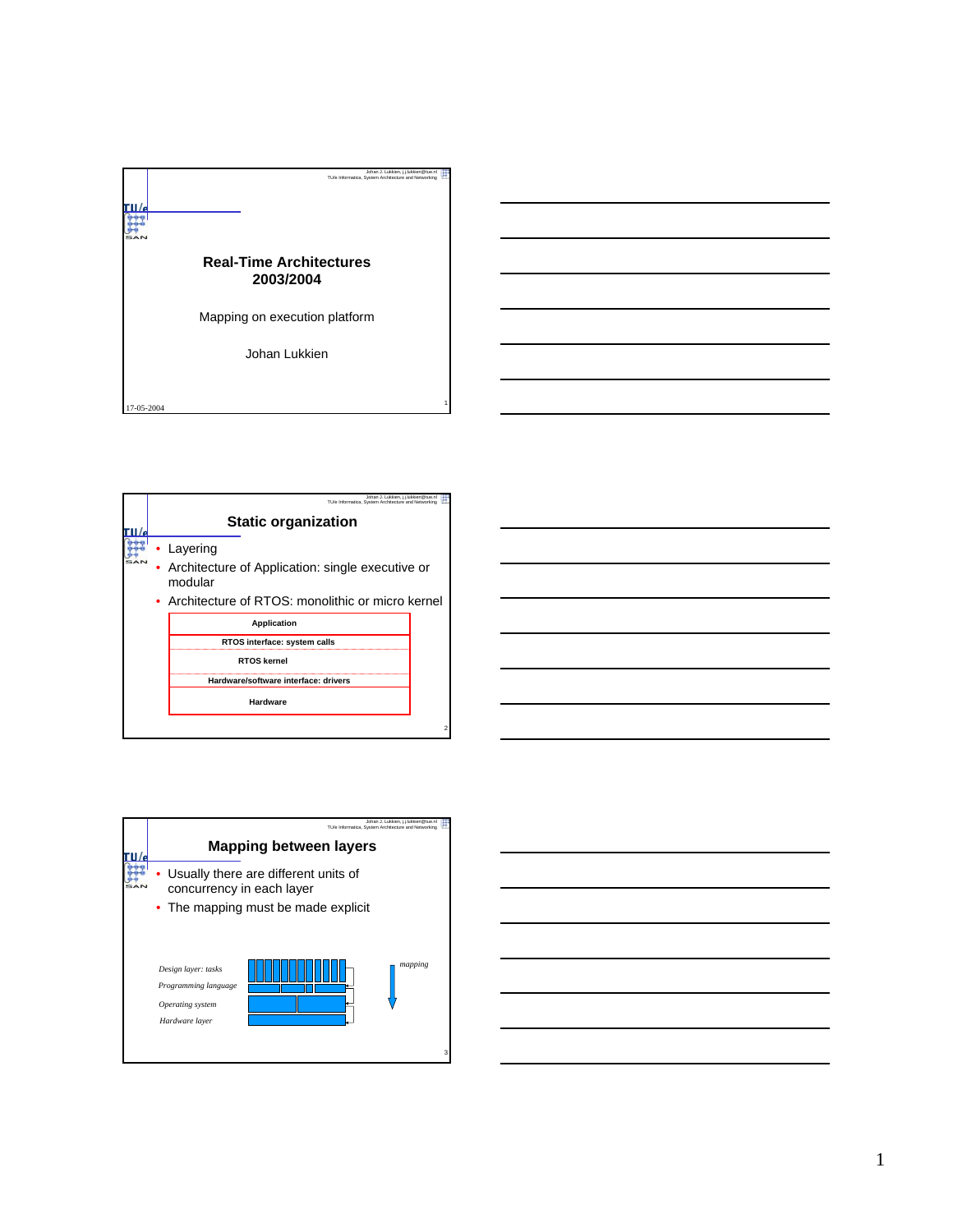# Real-Time Architectures 2003/2004

Mapping on execution platform

Johan Lukkien

17-05-2004

## Static organization

- Layering
- Architecture of Application: single executive or modular
- Architecture of RTOS: monolithic or micro kernel

| Application |
| --- |
| RTOS interface: system calls |
| RTOS kernel |
| Hardware/software interface: drivers |
| Hardware |

## Mapping between layers

- Usually there are different units of concurrency in each layer
- The mapping must be made explicit

*Design layer: tasks*

*Programming language*

*Operating system*

*Hardware layer*

*mapping*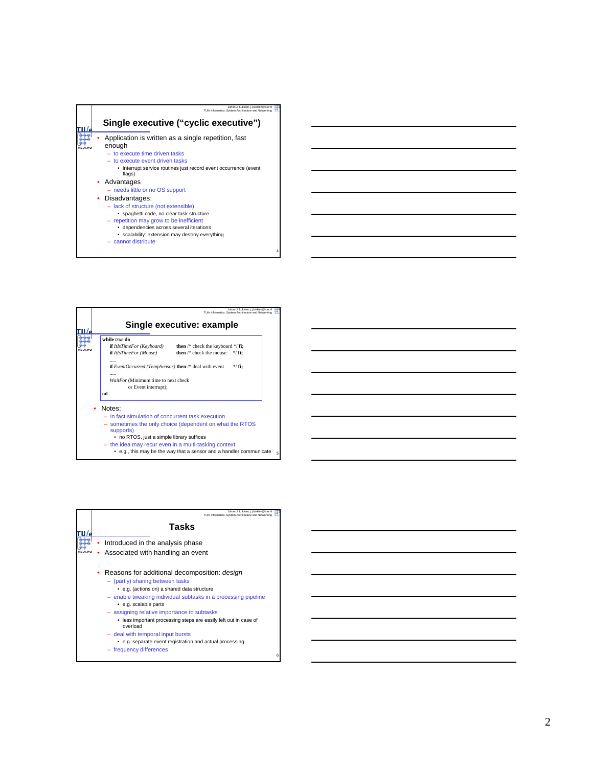## Single executive ("cyclic executive")

- Application is written as a single repetition, fast enough
  - to execute time driven tasks
  - to execute event driven tasks
    - Interrupt service routines just record event occurrence (event flags)
- Advantages
  - needs little or no OS support
- Disadvantages:
  - lack of structure (not extensible)
    - spaghetti code, no clear task structure
  - repetition may grow to be inefficient
    - dependencies across several iterations
    - scalability: extension may destroy everything
  - cannot distribute

## Single executive: example

```
while true do
    if ItIsTimeFor (Keyboard)           then /* check the keyboard */ fi;
    if ItIsTimeFor (Mouse)              then /* check the mouse    */ fi;
    .....
    if EventOccurred (TempSensor) then /* deal with event      */ fi;
    .....
    WaitFor (Minimum time to next check
            or Event interrupt);
od
```

- Notes:
  - in fact simulation of concurrent task execution
  - sometimes the only choice (dependent on what the RTOS supports)
    - no RTOS, just a simple library suffices
  - the idea may recur even in a multi-tasking context
    - e.g., this may be the way that a sensor and a handler communicate

## Tasks

- Introduced in the analysis phase
- Associated with handling an event
- Reasons for additional decomposition: *design*
  - (partly) sharing between tasks
    - e.g. (actions on) a shared data structure
  - enable tweaking individual subtasks in a processing pipeline
    - e.g. scalable parts
  - assigning relative importance to subtasks
    - less important processing steps are easily left out in case of overload
  - deal with temporal input bursts
    - e.g. separate event registration and actual processing
  - frequency differences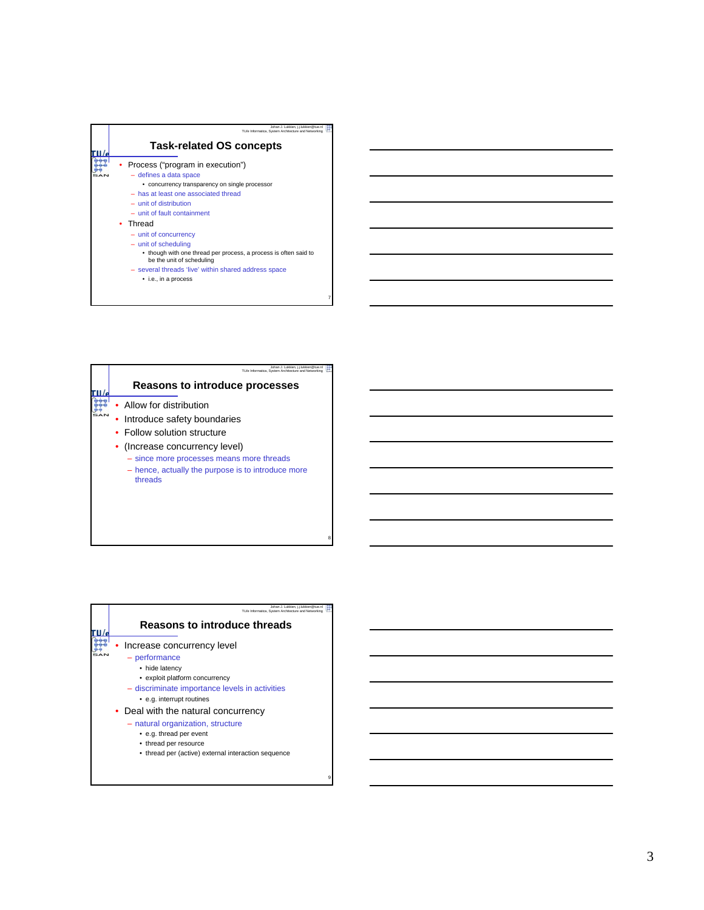## Task-related OS concepts

- Process ("program in execution")
  - defines a data space
    - concurrency transparency on single processor
  - has at least one associated thread
  - unit of distribution
  - unit of fault containment
- Thread
  - unit of concurrency
  - unit of scheduling
    - though with one thread per process, a process is often said to be the unit of scheduling
  - several threads 'live' within shared address space
    - i.e., in a process

## Reasons to introduce processes

- Allow for distribution
- Introduce safety boundaries
- Follow solution structure
- (Increase concurrency level)
  - since more processes means more threads
  - hence, actually the purpose is to introduce more threads

## Reasons to introduce threads

- Increase concurrency level
  - performance
    - hide latency
    - exploit platform concurrency
  - discriminate importance levels in activities
    - e.g. interrupt routines
- Deal with the natural concurrency
  - natural organization, structure
    - e.g. thread per event
    - thread per resource
    - thread per (active) external interaction sequence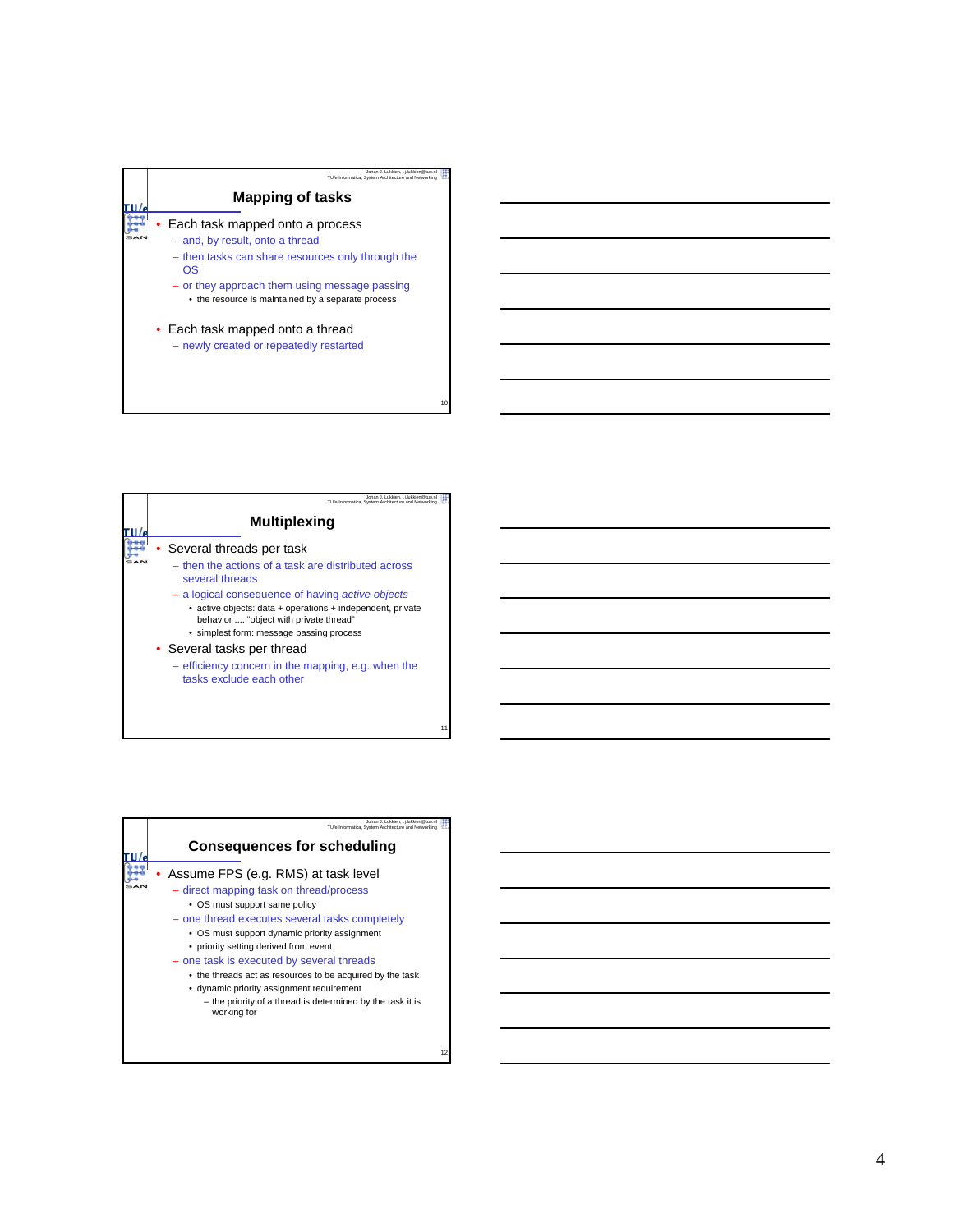## Mapping of tasks

- Each task mapped onto a process
  - and, by result, onto a thread
  - then tasks can share resources only through the OS
  - or they approach them using message passing
    - the resource is maintained by a separate process
- Each task mapped onto a thread
  - newly created or repeatedly restarted

## Multiplexing

- Several threads per task
  - then the actions of a task are distributed across several threads
  - a logical consequence of having *active objects*
    - active objects: data + operations + independent, private behavior .... "object with private thread"
    - simplest form: message passing process
- Several tasks per thread
  - efficiency concern in the mapping, e.g. when the tasks exclude each other

## Consequences for scheduling

- Assume FPS (e.g. RMS) at task level
  - direct mapping task on thread/process
    - OS must support same policy
  - one thread executes several tasks completely
    - OS must support dynamic priority assignment
    - priority setting derived from event
  - one task is executed by several threads
    - the threads act as resources to be acquired by the task
    - dynamic priority assignment requirement
      - the priority of a thread is determined by the task it is working for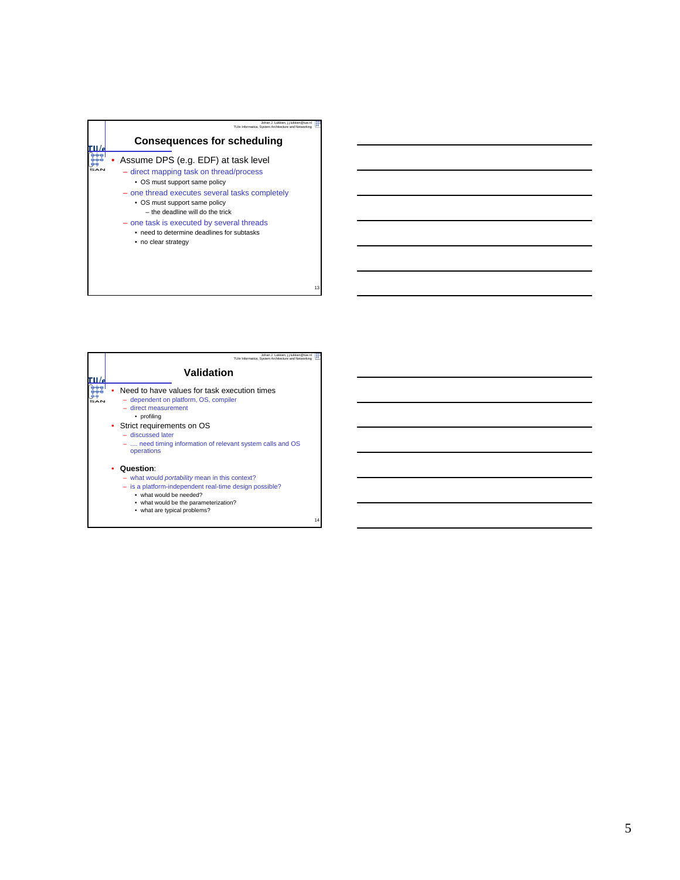## Consequences for scheduling

- Assume DPS (e.g. EDF) at task level
  - direct mapping task on thread/process
    - OS must support same policy
  - one thread executes several tasks completely
    - OS must support same policy
      - the deadline will do the trick
  - one task is executed by several threads
    - need to determine deadlines for subtasks
    - no clear strategy

## Validation

- Need to have values for task execution times
  - dependent on platform, OS, compiler
  - direct measurement
    - profiling
- Strict requirements on OS
  - discussed later
  - .... need timing information of relevant system calls and OS operations
- **Question**:
  - what would *portability* mean in this context?
  - is a platform-independent real-time design possible?
    - what would be needed?
    - what would be the parameterization?
    - what are typical problems?